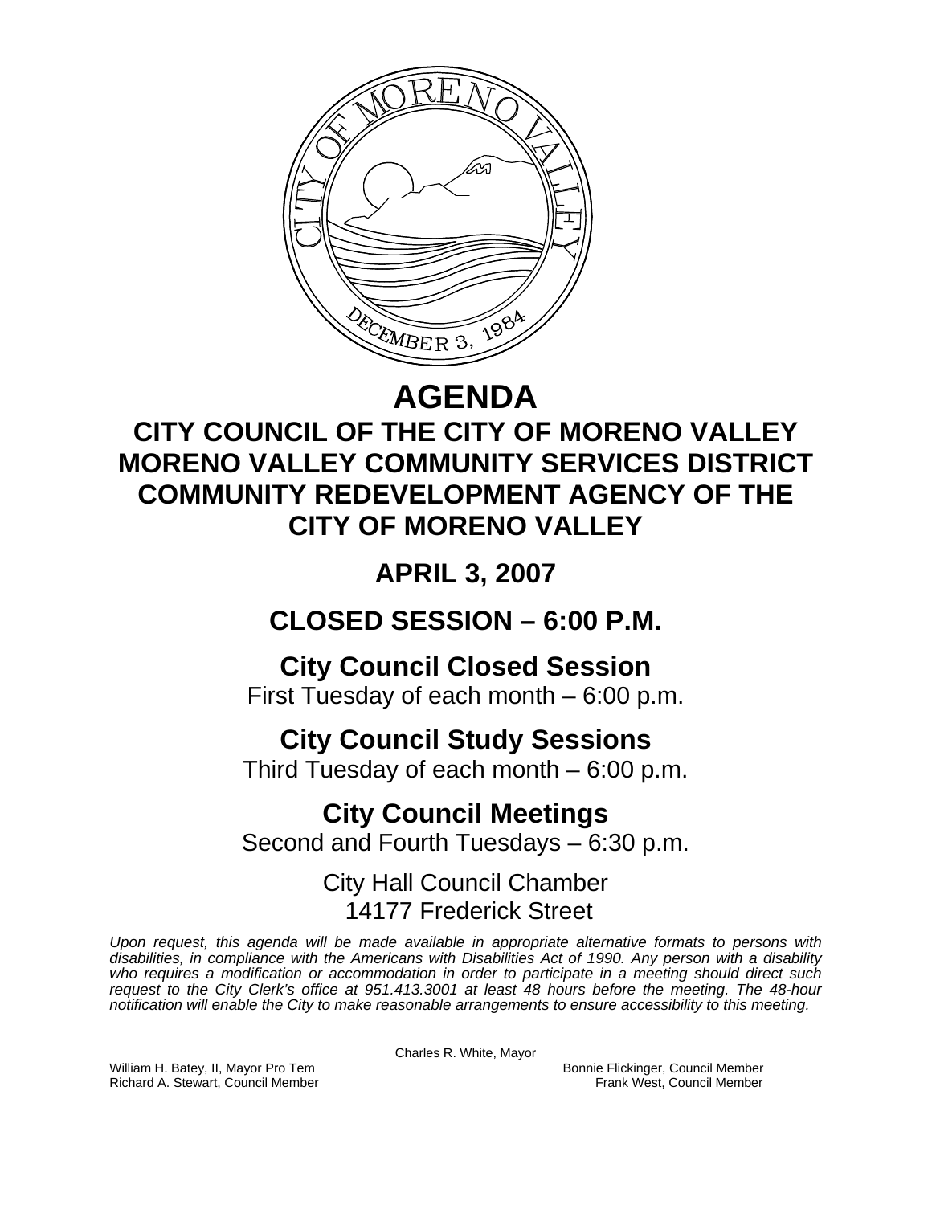# AGENDA

## CITY COUNCIL OF THE CITY OF MORENO VALLEY
## MORENO VALLEY COMMUNITY SERVICES DISTRICT
## COMMUNITY REDEVELOPMENT AGENCY OF THE CITY OF MORENO VALLEY

## APRIL 3, 2007

## CLOSED SESSION – 6:00 P.M.

### City Council Closed Session
First Tuesday of each month – 6:00 p.m.

### City Council Study Sessions
Third Tuesday of each month – 6:00 p.m.

### City Council Meetings
Second and Fourth Tuesdays – 6:30 p.m.

City Hall Council Chamber
14177 Frederick Street

*Upon request, this agenda will be made available in appropriate alternative formats to persons with disabilities, in compliance with the Americans with Disabilities Act of 1990. Any person with a disability who requires a modification or accommodation in order to participate in a meeting should direct such request to the City Clerk's office at 951.413.3001 at least 48 hours before the meeting. The 48-hour notification will enable the City to make reasonable arrangements to ensure accessibility to this meeting.*

Charles R. White, Mayor

William H. Batey, II, Mayor Pro Tem
Bonnie Flickinger, Council Member
Richard A. Stewart, Council Member
Frank West, Council Member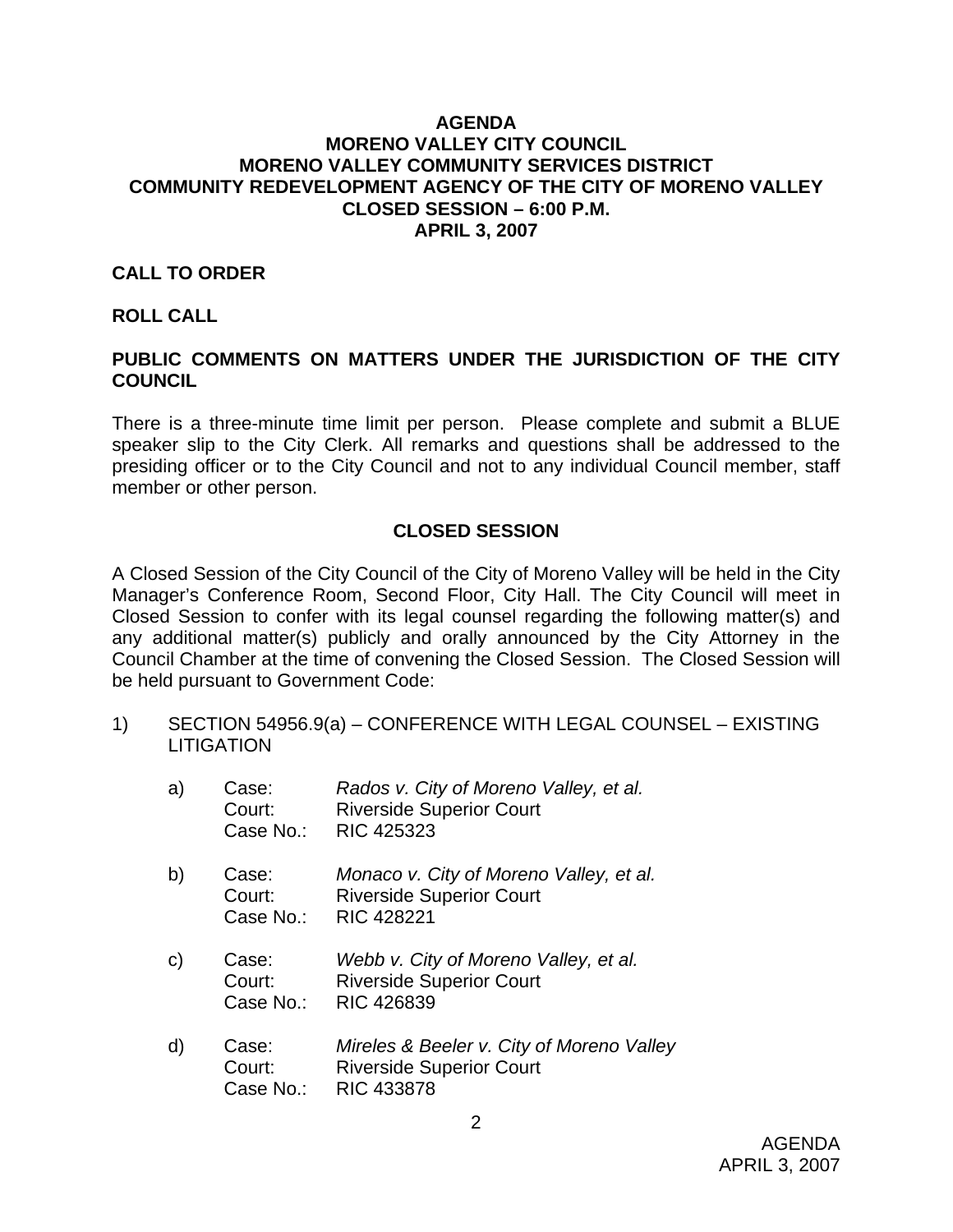**AGENDA**
**MORENO VALLEY CITY COUNCIL**
**MORENO VALLEY COMMUNITY SERVICES DISTRICT**
**COMMUNITY REDEVELOPMENT AGENCY OF THE CITY OF MORENO VALLEY**
**CLOSED SESSION – 6:00 P.M.**
**APRIL 3, 2007**

**CALL TO ORDER**

**ROLL CALL**

**PUBLIC COMMENTS ON MATTERS UNDER THE JURISDICTION OF THE CITY COUNCIL**

There is a three-minute time limit per person. Please complete and submit a BLUE speaker slip to the City Clerk. All remarks and questions shall be addressed to the presiding officer or to the City Council and not to any individual Council member, staff member or other person.

**CLOSED SESSION**

A Closed Session of the City Council of the City of Moreno Valley will be held in the City Manager's Conference Room, Second Floor, City Hall. The City Council will meet in Closed Session to confer with its legal counsel regarding the following matter(s) and any additional matter(s) publicly and orally announced by the City Attorney in the Council Chamber at the time of convening the Closed Session. The Closed Session will be held pursuant to Government Code:

1) SECTION 54956.9(a) – CONFERENCE WITH LEGAL COUNSEL – EXISTING LITIGATION

   a) Case: *Rados v. City of Moreno Valley, et al.*
      Court: Riverside Superior Court
      Case No.: RIC 425323

   b) Case: *Monaco v. City of Moreno Valley, et al.*
      Court: Riverside Superior Court
      Case No.: RIC 428221

   c) Case: *Webb v. City of Moreno Valley, et al.*
      Court: Riverside Superior Court
      Case No.: RIC 426839

   d) Case: *Mireles & Beeler v. City of Moreno Valley*
      Court: Riverside Superior Court
      Case No.: RIC 433878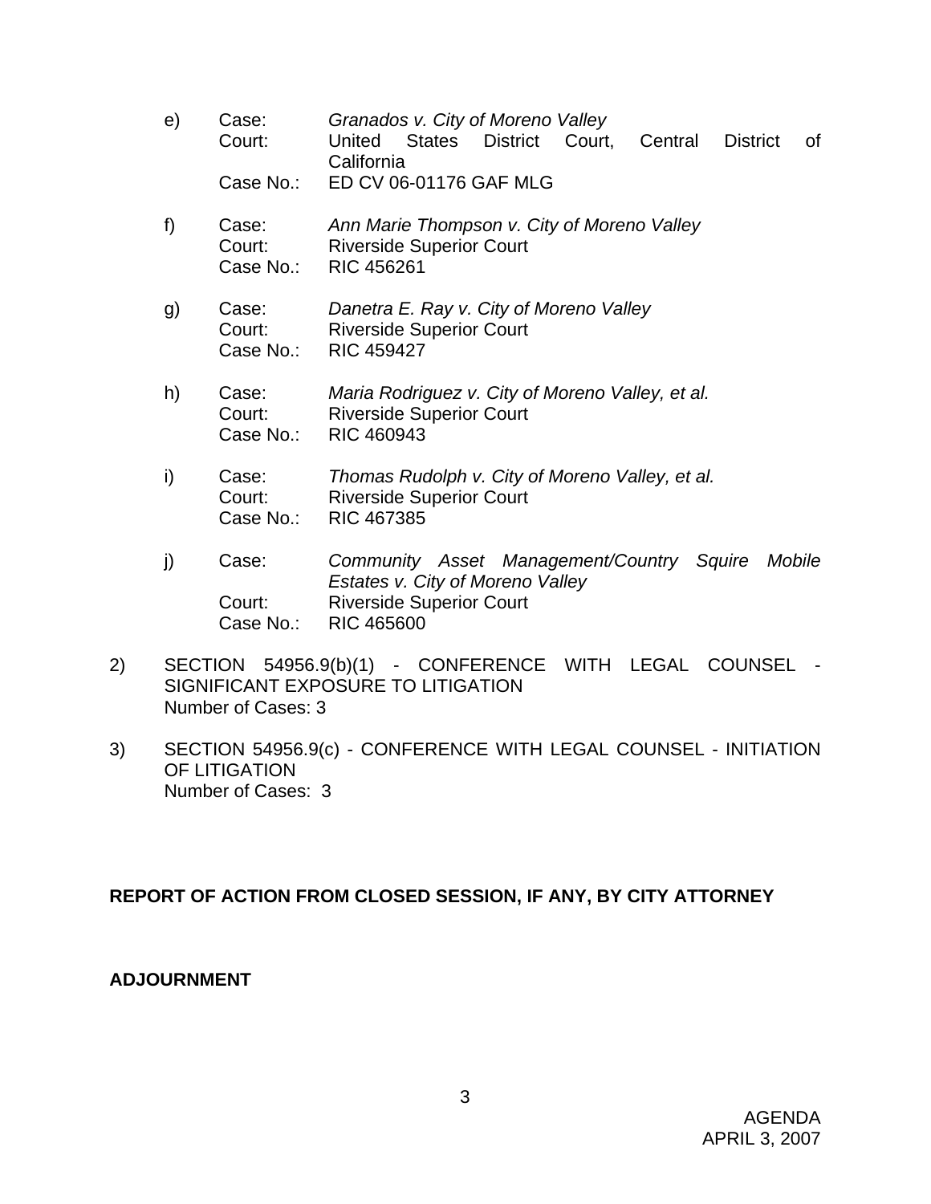e) Case: *Granados v. City of Moreno Valley*
   Court: United States District Court, Central District of California
   Case No.: ED CV 06-01176 GAF MLG

f) Case: *Ann Marie Thompson v. City of Moreno Valley*
   Court: Riverside Superior Court
   Case No.: RIC 456261

g) Case: *Danetra E. Ray v. City of Moreno Valley*
   Court: Riverside Superior Court
   Case No.: RIC 459427

h) Case: *Maria Rodriguez v. City of Moreno Valley, et al.*
   Court: Riverside Superior Court
   Case No.: RIC 460943

i) Case: *Thomas Rudolph v. City of Moreno Valley, et al.*
   Court: Riverside Superior Court
   Case No.: RIC 467385

j) Case: *Community Asset Management/Country Squire Mobile Estates v. City of Moreno Valley*
   Court: Riverside Superior Court
   Case No.: RIC 465600

2) SECTION 54956.9(b)(1) - CONFERENCE WITH LEGAL COUNSEL - SIGNIFICANT EXPOSURE TO LITIGATION
   Number of Cases: 3

3) SECTION 54956.9(c) - CONFERENCE WITH LEGAL COUNSEL - INITIATION OF LITIGATION
   Number of Cases: 3

**REPORT OF ACTION FROM CLOSED SESSION, IF ANY, BY CITY ATTORNEY**

**ADJOURNMENT**